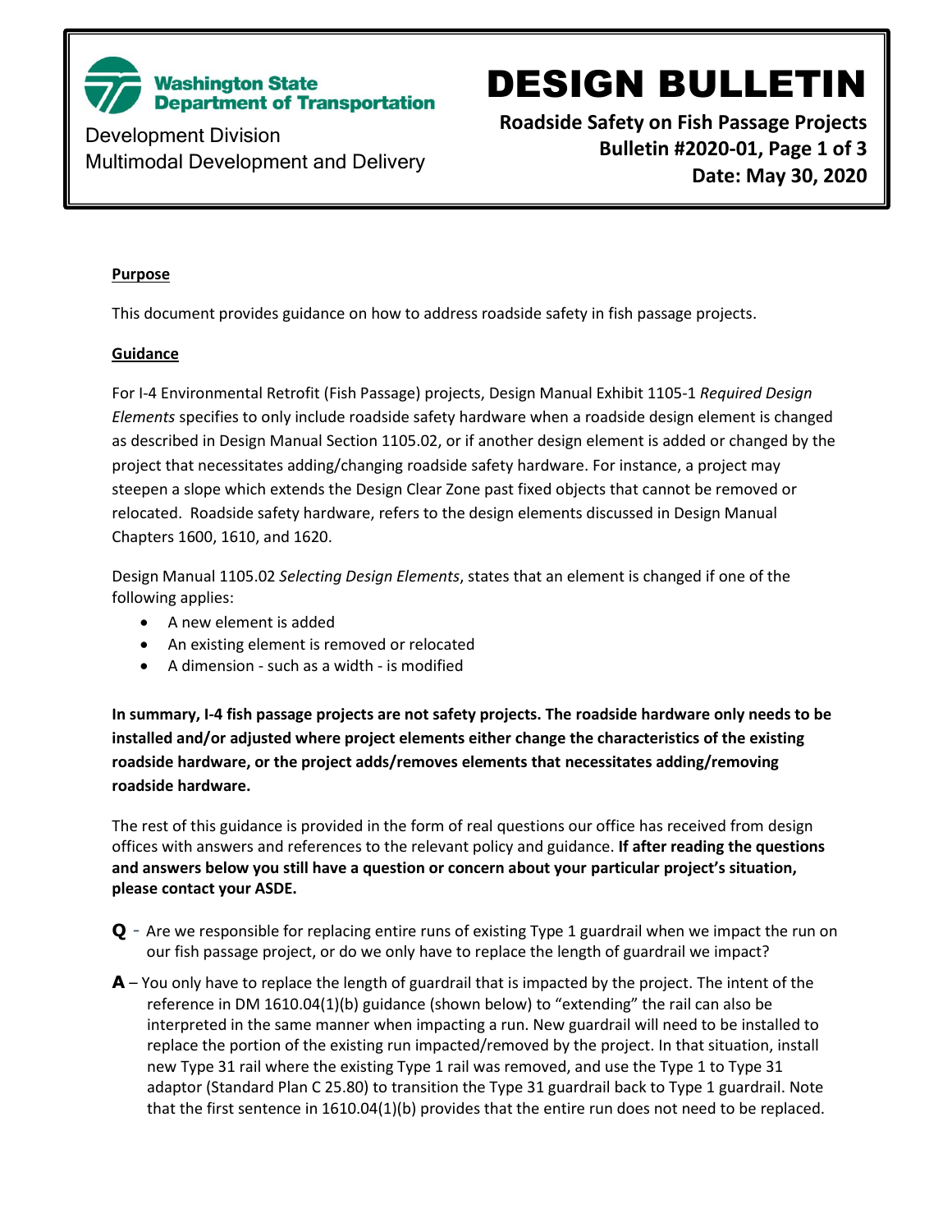Washington State Department of Transportation

Development Division
Multimodal Development and Delivery

# DESIGN BULLETIN

**Roadside Safety on Fish Passage Projects**
**Bulletin #2020-01, Page 1 of 3**
**Date: May 30, 2020**

## Purpose

This document provides guidance on how to address roadside safety in fish passage projects.

## Guidance

For I-4 Environmental Retrofit (Fish Passage) projects, Design Manual Exhibit 1105-1 *Required Design Elements* specifies to only include roadside safety hardware when a roadside design element is changed as described in Design Manual Section 1105.02, or if another design element is added or changed by the project that necessitates adding/changing roadside safety hardware. For instance, a project may steepen a slope which extends the Design Clear Zone past fixed objects that cannot be removed or relocated. Roadside safety hardware, refers to the design elements discussed in Design Manual Chapters 1600, 1610, and 1620.

Design Manual 1105.02 *Selecting Design Elements*, states that an element is changed if one of the following applies:

- A new element is added
- An existing element is removed or relocated
- A dimension - such as a width - is modified

**In summary, I-4 fish passage projects are not safety projects. The roadside hardware only needs to be installed and/or adjusted where project elements either change the characteristics of the existing roadside hardware, or the project adds/removes elements that necessitates adding/removing roadside hardware.**

The rest of this guidance is provided in the form of real questions our office has received from design offices with answers and references to the relevant policy and guidance. **If after reading the questions and answers below you still have a question or concern about your particular project's situation, please contact your ASDE.**

**Q** - Are we responsible for replacing entire runs of existing Type 1 guardrail when we impact the run on our fish passage project, or do we only have to replace the length of guardrail we impact?

**A** – You only have to replace the length of guardrail that is impacted by the project. The intent of the reference in DM 1610.04(1)(b) guidance (shown below) to "extending" the rail can also be interpreted in the same manner when impacting a run. New guardrail will need to be installed to replace the portion of the existing run impacted/removed by the project. In that situation, install new Type 31 rail where the existing Type 1 rail was removed, and use the Type 1 to Type 31 adaptor (Standard Plan C 25.80) to transition the Type 31 guardrail back to Type 1 guardrail. Note that the first sentence in 1610.04(1)(b) provides that the entire run does not need to be replaced.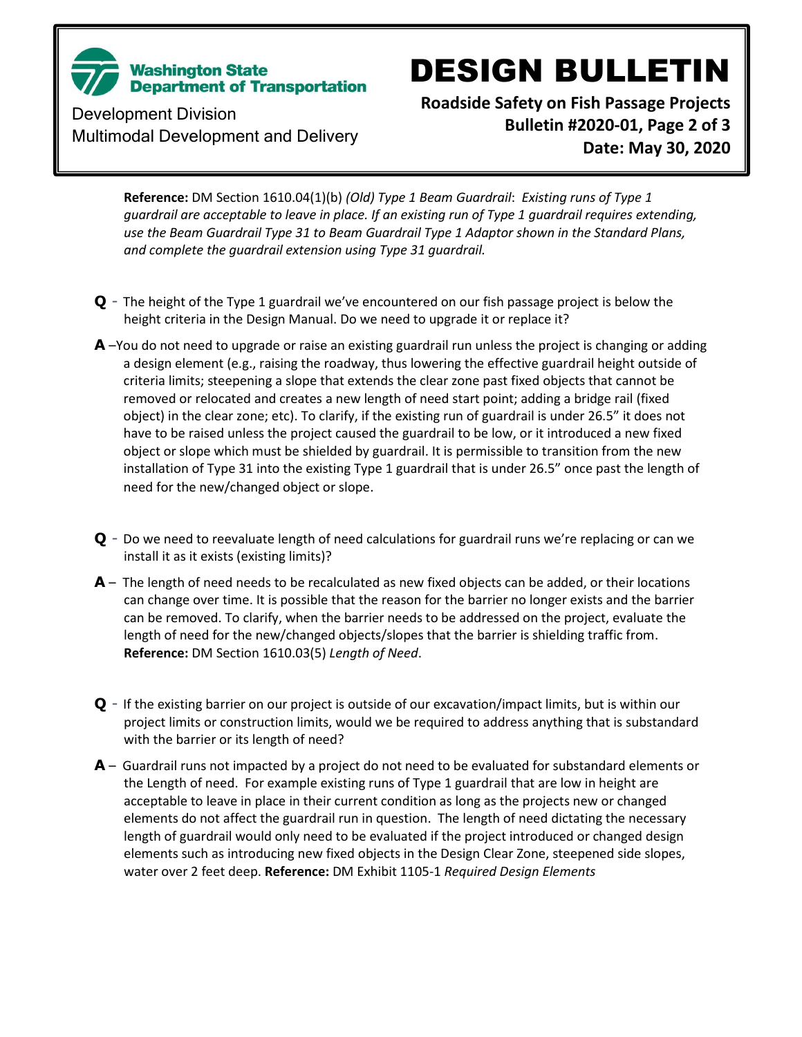**Reference:** DM Section 1610.04(1)(b) *(Old) Type 1 Beam Guardrail*: *Existing runs of Type 1 guardrail are acceptable to leave in place. If an existing run of Type 1 guardrail requires extending, use the Beam Guardrail Type 31 to Beam Guardrail Type 1 Adaptor shown in the Standard Plans, and complete the guardrail extension using Type 31 guardrail.*

**Q** - The height of the Type 1 guardrail we've encountered on our fish passage project is below the height criteria in the Design Manual. Do we need to upgrade it or replace it?

**A** –You do not need to upgrade or raise an existing guardrail run unless the project is changing or adding a design element (e.g., raising the roadway, thus lowering the effective guardrail height outside of criteria limits; steepening a slope that extends the clear zone past fixed objects that cannot be removed or relocated and creates a new length of need start point; adding a bridge rail (fixed object) in the clear zone; etc). To clarify, if the existing run of guardrail is under 26.5" it does not have to be raised unless the project caused the guardrail to be low, or it introduced a new fixed object or slope which must be shielded by guardrail. It is permissible to transition from the new installation of Type 31 into the existing Type 1 guardrail that is under 26.5" once past the length of need for the new/changed object or slope.

**Q** - Do we need to reevaluate length of need calculations for guardrail runs we're replacing or can we install it as it exists (existing limits)?

**A** – The length of need needs to be recalculated as new fixed objects can be added, or their locations can change over time. It is possible that the reason for the barrier no longer exists and the barrier can be removed. To clarify, when the barrier needs to be addressed on the project, evaluate the length of need for the new/changed objects/slopes that the barrier is shielding traffic from. **Reference:** DM Section 1610.03(5) *Length of Need*.

**Q** - If the existing barrier on our project is outside of our excavation/impact limits, but is within our project limits or construction limits, would we be required to address anything that is substandard with the barrier or its length of need?

**A** – Guardrail runs not impacted by a project do not need to be evaluated for substandard elements or the Length of need. For example existing runs of Type 1 guardrail that are low in height are acceptable to leave in place in their current condition as long as the projects new or changed elements do not affect the guardrail run in question. The length of need dictating the necessary length of guardrail would only need to be evaluated if the project introduced or changed design elements such as introducing new fixed objects in the Design Clear Zone, steepened side slopes, water over 2 feet deep. **Reference:** DM Exhibit 1105-1 *Required Design Elements*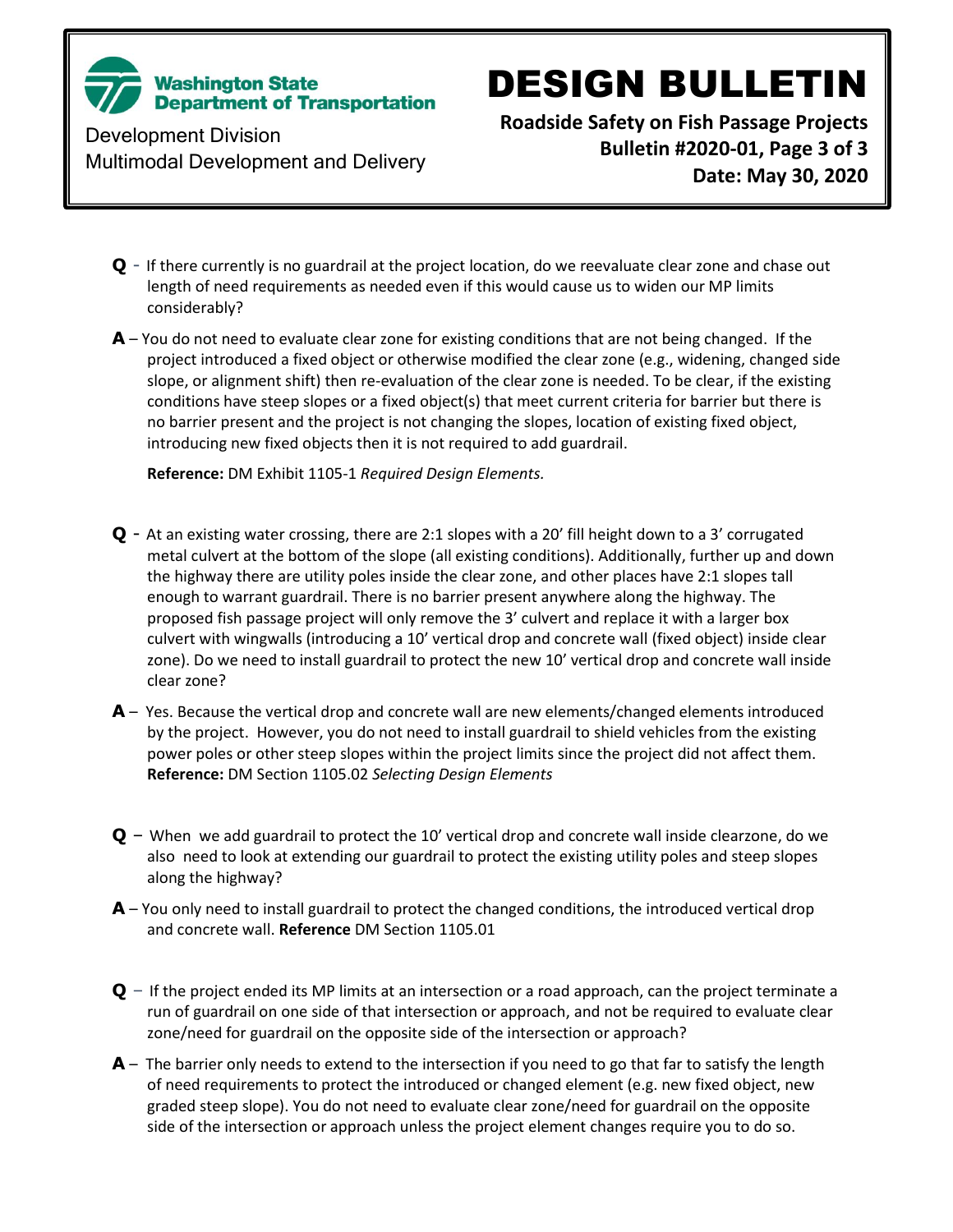**Q** - If there currently is no guardrail at the project location, do we reevaluate clear zone and chase out length of need requirements as needed even if this would cause us to widen our MP limits considerably?

**A** – You do not need to evaluate clear zone for existing conditions that are not being changed. If the project introduced a fixed object or otherwise modified the clear zone (e.g., widening, changed side slope, or alignment shift) then re-evaluation of the clear zone is needed. To be clear, if the existing conditions have steep slopes or a fixed object(s) that meet current criteria for barrier but there is no barrier present and the project is not changing the slopes, location of existing fixed object, introducing new fixed objects then it is not required to add guardrail.

**Reference:** DM Exhibit 1105-1 *Required Design Elements.*

**Q** - At an existing water crossing, there are 2:1 slopes with a 20' fill height down to a 3' corrugated metal culvert at the bottom of the slope (all existing conditions). Additionally, further up and down the highway there are utility poles inside the clear zone, and other places have 2:1 slopes tall enough to warrant guardrail. There is no barrier present anywhere along the highway. The proposed fish passage project will only remove the 3' culvert and replace it with a larger box culvert with wingwalls (introducing a 10' vertical drop and concrete wall (fixed object) inside clear zone). Do we need to install guardrail to protect the new 10' vertical drop and concrete wall inside clear zone?

**A** – Yes. Because the vertical drop and concrete wall are new elements/changed elements introduced by the project. However, you do not need to install guardrail to shield vehicles from the existing power poles or other steep slopes within the project limits since the project did not affect them. **Reference:** DM Section 1105.02 *Selecting Design Elements*

**Q** – When we add guardrail to protect the 10' vertical drop and concrete wall inside clearzone, do we also need to look at extending our guardrail to protect the existing utility poles and steep slopes along the highway?

**A** – You only need to install guardrail to protect the changed conditions, the introduced vertical drop and concrete wall. **Reference** DM Section 1105.01

**Q** – If the project ended its MP limits at an intersection or a road approach, can the project terminate a run of guardrail on one side of that intersection or approach, and not be required to evaluate clear zone/need for guardrail on the opposite side of the intersection or approach?

**A** – The barrier only needs to extend to the intersection if you need to go that far to satisfy the length of need requirements to protect the introduced or changed element (e.g. new fixed object, new graded steep slope). You do not need to evaluate clear zone/need for guardrail on the opposite side of the intersection or approach unless the project element changes require you to do so.